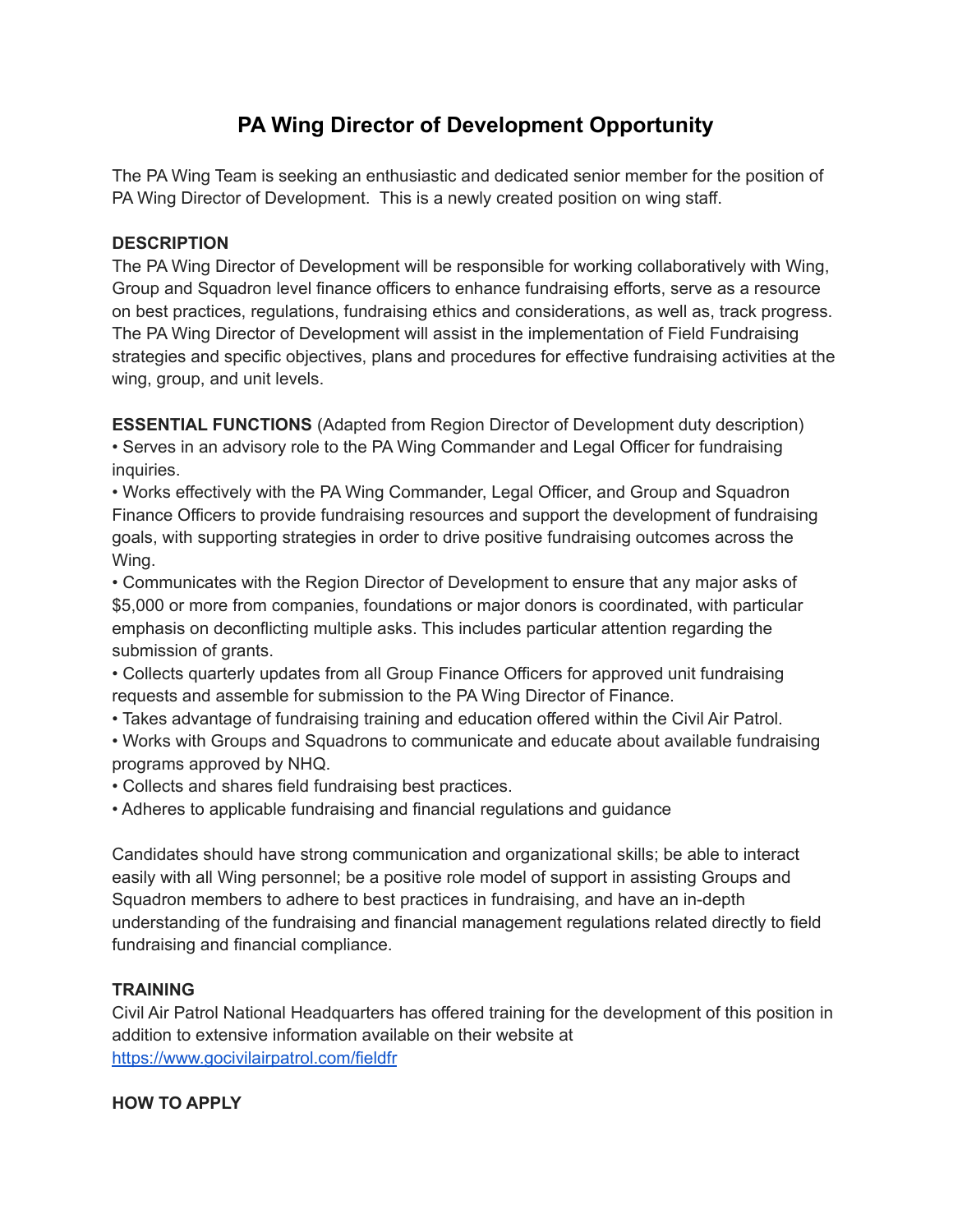# PA Wing Director of Development Opportunity

The PA Wing Team is seeking an enthusiastic and dedicated senior member for the position of PA Wing Director of Development. This is a newly created position on wing staff.

**DESCRIPTION**

The PA Wing Director of Development will be responsible for working collaboratively with Wing, Group and Squadron level finance officers to enhance fundraising efforts, serve as a resource on best practices, regulations, fundraising ethics and considerations, as well as, track progress. The PA Wing Director of Development will assist in the implementation of Field Fundraising strategies and specific objectives, plans and procedures for effective fundraising activities at the wing, group, and unit levels.

**ESSENTIAL FUNCTIONS** (Adapted from Region Director of Development duty description)

- Serves in an advisory role to the PA Wing Commander and Legal Officer for fundraising inquiries.
- Works effectively with the PA Wing Commander, Legal Officer, and Group and Squadron Finance Officers to provide fundraising resources and support the development of fundraising goals, with supporting strategies in order to drive positive fundraising outcomes across the Wing.
- Communicates with the Region Director of Development to ensure that any major asks of $5,000 or more from companies, foundations or major donors is coordinated, with particular emphasis on deconflicting multiple asks. This includes particular attention regarding the submission of grants.
- Collects quarterly updates from all Group Finance Officers for approved unit fundraising requests and assemble for submission to the PA Wing Director of Finance.
- Takes advantage of fundraising training and education offered within the Civil Air Patrol.
- Works with Groups and Squadrons to communicate and educate about available fundraising programs approved by NHQ.
- Collects and shares field fundraising best practices.
- Adheres to applicable fundraising and financial regulations and guidance

Candidates should have strong communication and organizational skills; be able to interact easily with all Wing personnel; be a positive role model of support in assisting Groups and Squadron members to adhere to best practices in fundraising, and have an in-depth understanding of the fundraising and financial management regulations related directly to field fundraising and financial compliance.

**TRAINING**

Civil Air Patrol National Headquarters has offered training for the development of this position in addition to extensive information available on their website at [https://www.gocivilairpatrol.com/fieldfr](https://www.gocivilairpatrol.com/fieldfr)

**HOW TO APPLY**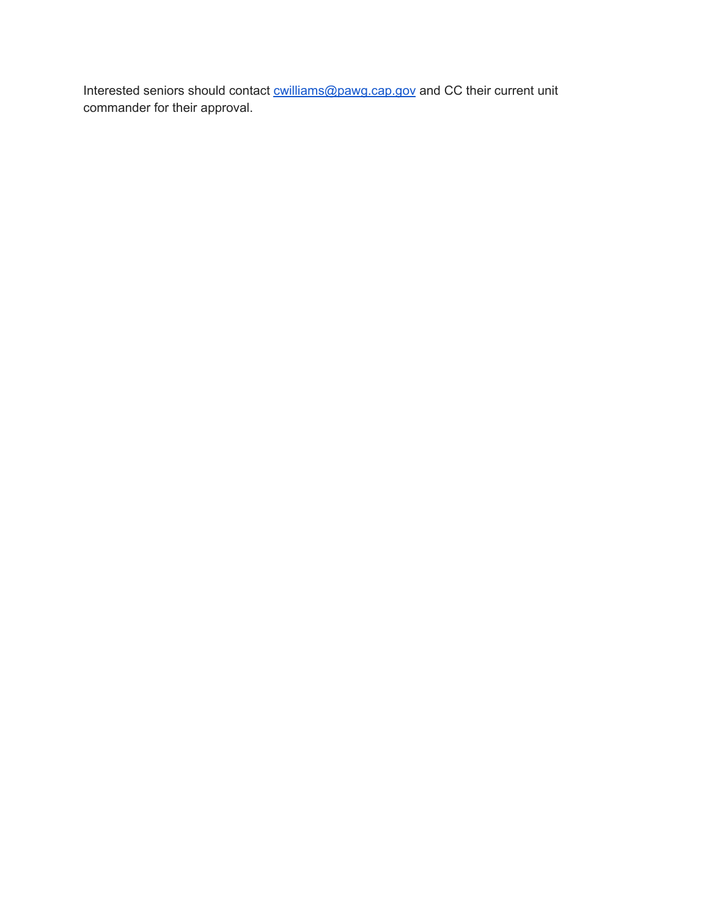Interested seniors should contact [cwilliams@pawg.cap.gov](mailto:cwilliams@pawg.cap.gov) and CC their current unit commander for their approval.